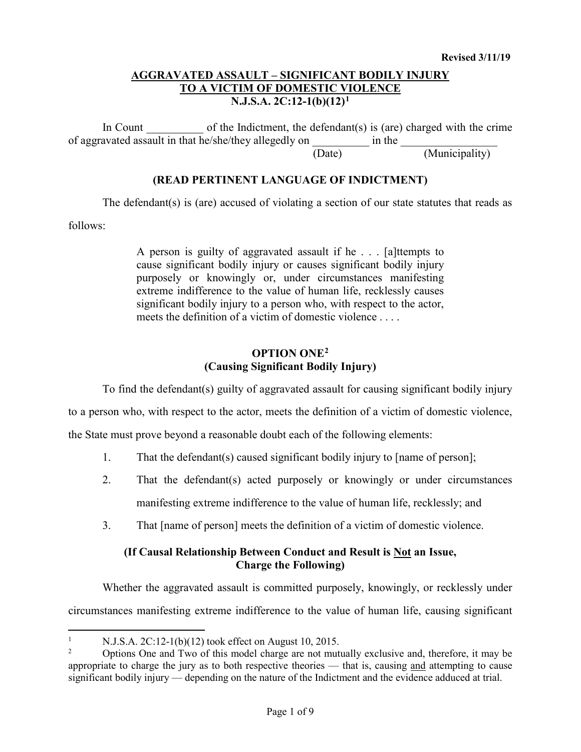**Revised 3/11/19**

## AGGRAVATED ASSAULT – SIGNIFICANT BODILY INJURY TO A VICTIM OF DOMESTIC VIOLENCE N.J.S.A. 2C:12-1(b)(12)[1]

In Count __________ of the Indictment, the defendant(s) is (are) charged with the crime of aggravated assault in that he/she/they allegedly on __________ in the _________________
(Date) (Municipality)

**(READ PERTINENT LANGUAGE OF INDICTMENT)**

The defendant(s) is (are) accused of violating a section of our state statutes that reads as follows:

> A person is guilty of aggravated assault if he . . . [a]ttempts to cause significant bodily injury or causes significant bodily injury purposely or knowingly or, under circumstances manifesting extreme indifference to the value of human life, recklessly causes significant bodily injury to a person who, with respect to the actor, meets the definition of a victim of domestic violence . . . .

### OPTION ONE[2] (Causing Significant Bodily Injury)

To find the defendant(s) guilty of aggravated assault for causing significant bodily injury to a person who, with respect to the actor, meets the definition of a victim of domestic violence, the State must prove beyond a reasonable doubt each of the following elements:

1. That the defendant(s) caused significant bodily injury to [name of person];
2. That the defendant(s) acted purposely or knowingly or under circumstances manifesting extreme indifference to the value of human life, recklessly; and
3. That [name of person] meets the definition of a victim of domestic violence.

**(If Causal Relationship Between Conduct and Result is Not an Issue, Charge the Following)**

Whether the aggravated assault is committed purposely, knowingly, or recklessly under circumstances manifesting extreme indifference to the value of human life, causing significant

---

[1] N.J.S.A. 2C:12-1(b)(12) took effect on August 10, 2015.

[2] Options One and Two of this model charge are not mutually exclusive and, therefore, it may be appropriate to charge the jury as to both respective theories — that is, causing and attempting to cause significant bodily injury — depending on the nature of the Indictment and the evidence adduced at trial.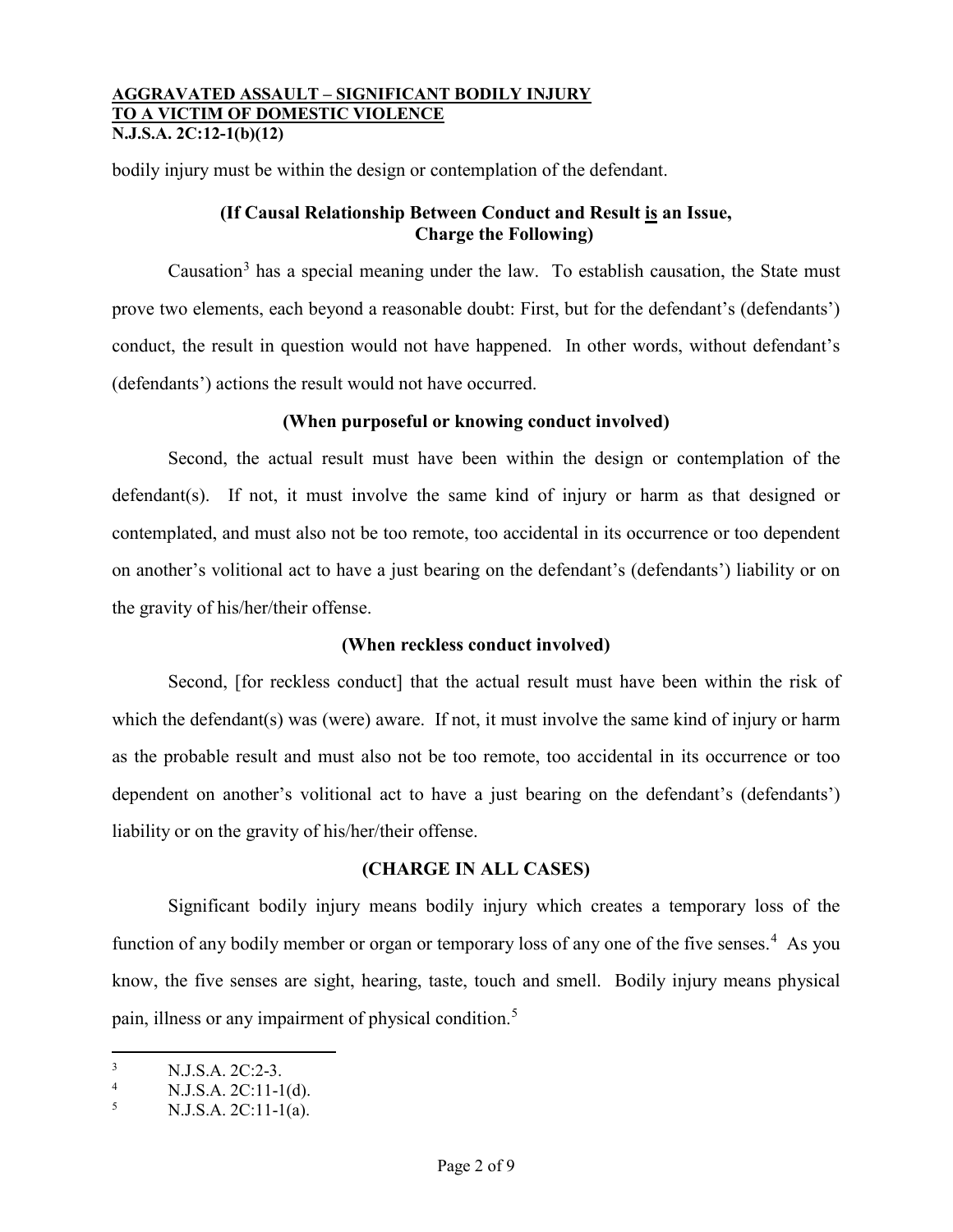bodily injury must be within the design or contemplation of the defendant.

**(If Causal Relationship Between Conduct and Result is an Issue, Charge the Following)**

Causation[3] has a special meaning under the law. To establish causation, the State must prove two elements, each beyond a reasonable doubt: First, but for the defendant's (defendants') conduct, the result in question would not have happened. In other words, without defendant's (defendants') actions the result would not have occurred.

**(When purposeful or knowing conduct involved)**

Second, the actual result must have been within the design or contemplation of the defendant(s). If not, it must involve the same kind of injury or harm as that designed or contemplated, and must also not be too remote, too accidental in its occurrence or too dependent on another's volitional act to have a just bearing on the defendant's (defendants') liability or on the gravity of his/her/their offense.

**(When reckless conduct involved)**

Second, [for reckless conduct] that the actual result must have been within the risk of which the defendant(s) was (were) aware. If not, it must involve the same kind of injury or harm as the probable result and must also not be too remote, too accidental in its occurrence or too dependent on another's volitional act to have a just bearing on the defendant's (defendants') liability or on the gravity of his/her/their offense.

**(CHARGE IN ALL CASES)**

Significant bodily injury means bodily injury which creates a temporary loss of the function of any bodily member or organ or temporary loss of any one of the five senses.[4] As you know, the five senses are sight, hearing, taste, touch and smell. Bodily injury means physical pain, illness or any impairment of physical condition.[5]

---

[3] N.J.S.A. 2C:2-3.

[4] N.J.S.A. 2C:11-1(d).

[5] N.J.S.A. 2C:11-1(a).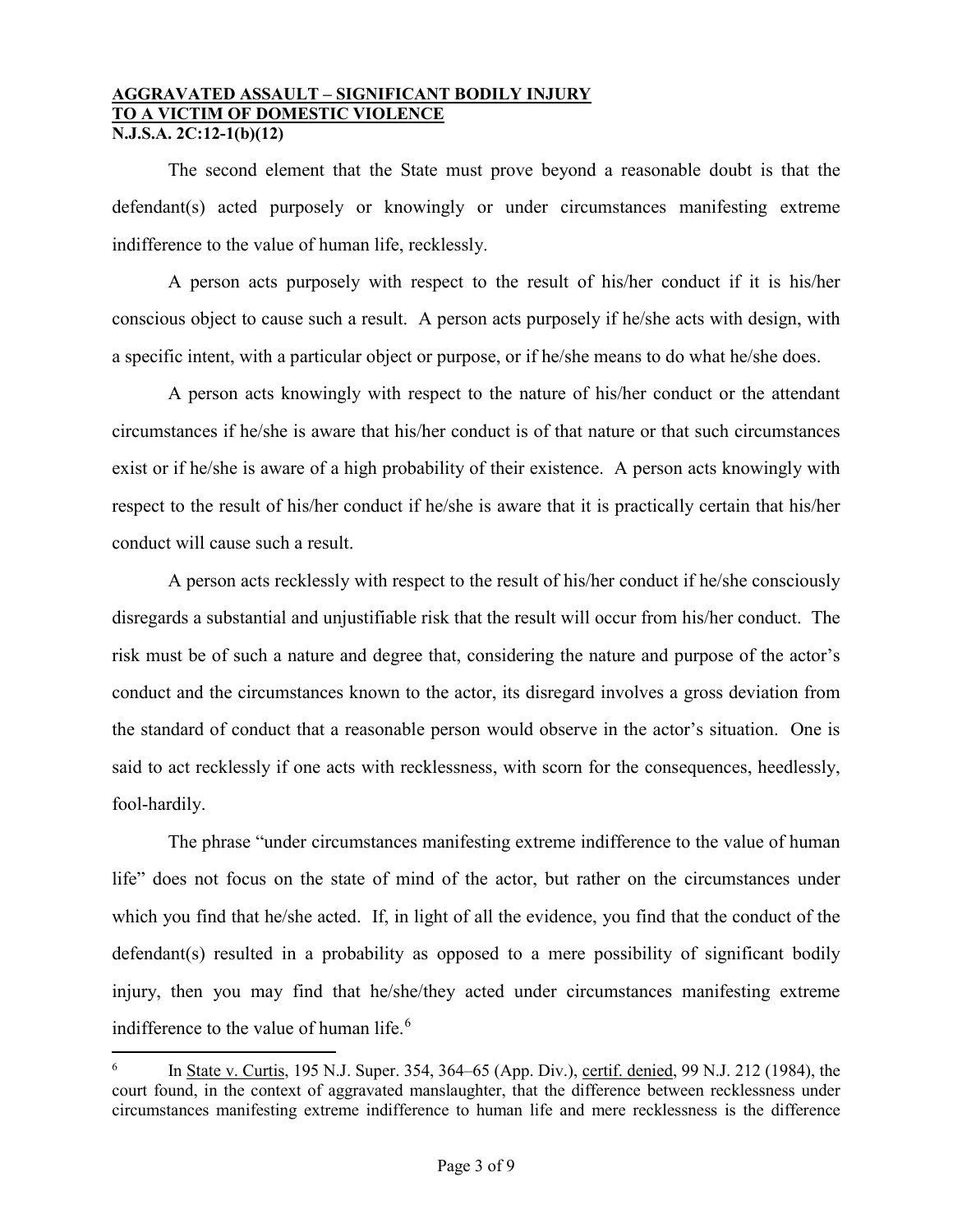The second element that the State must prove beyond a reasonable doubt is that the defendant(s) acted purposely or knowingly or under circumstances manifesting extreme indifference to the value of human life, recklessly.

A person acts purposely with respect to the result of his/her conduct if it is his/her conscious object to cause such a result. A person acts purposely if he/she acts with design, with a specific intent, with a particular object or purpose, or if he/she means to do what he/she does.

A person acts knowingly with respect to the nature of his/her conduct or the attendant circumstances if he/she is aware that his/her conduct is of that nature or that such circumstances exist or if he/she is aware of a high probability of their existence. A person acts knowingly with respect to the result of his/her conduct if he/she is aware that it is practically certain that his/her conduct will cause such a result.

A person acts recklessly with respect to the result of his/her conduct if he/she consciously disregards a substantial and unjustifiable risk that the result will occur from his/her conduct. The risk must be of such a nature and degree that, considering the nature and purpose of the actor's conduct and the circumstances known to the actor, its disregard involves a gross deviation from the standard of conduct that a reasonable person would observe in the actor's situation. One is said to act recklessly if one acts with recklessness, with scorn for the consequences, heedlessly, fool-hardily.

The phrase "under circumstances manifesting extreme indifference to the value of human life" does not focus on the state of mind of the actor, but rather on the circumstances under which you find that he/she acted. If, in light of all the evidence, you find that the conduct of the defendant(s) resulted in a probability as opposed to a mere possibility of significant bodily injury, then you may find that he/she/they acted under circumstances manifesting extreme indifference to the value of human life.[6]

---

[6] In State v. Curtis, 195 N.J. Super. 354, 364–65 (App. Div.), certif. denied, 99 N.J. 212 (1984), the court found, in the context of aggravated manslaughter, that the difference between recklessness under circumstances manifesting extreme indifference to human life and mere recklessness is the difference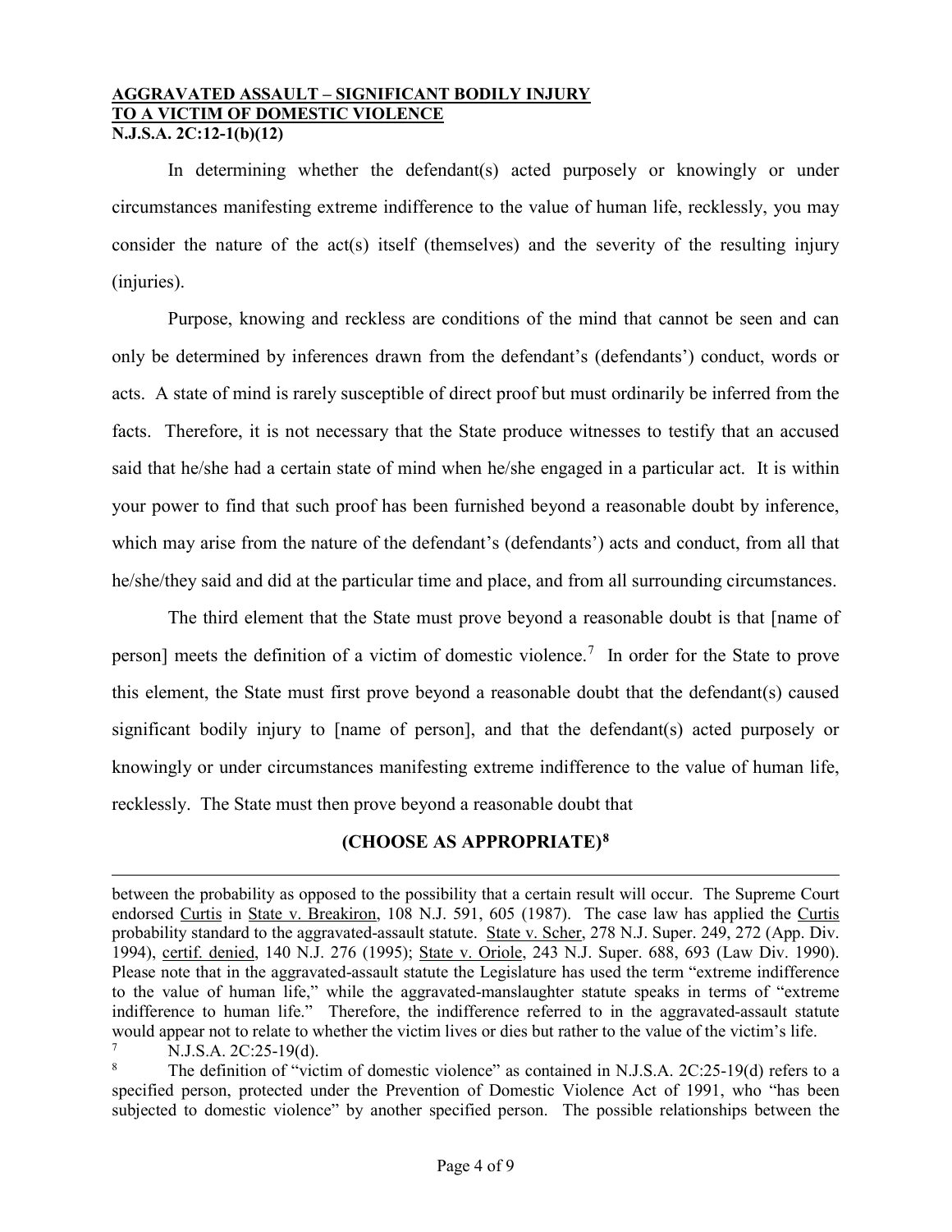**AGGRAVATED ASSAULT – SIGNIFICANT BODILY INJURY TO A VICTIM OF DOMESTIC VIOLENCE**
**N.J.S.A. 2C:12-1(b)(12)**

In determining whether the defendant(s) acted purposely or knowingly or under circumstances manifesting extreme indifference to the value of human life, recklessly, you may consider the nature of the act(s) itself (themselves) and the severity of the resulting injury (injuries).

Purpose, knowing and reckless are conditions of the mind that cannot be seen and can only be determined by inferences drawn from the defendant's (defendants') conduct, words or acts. A state of mind is rarely susceptible of direct proof but must ordinarily be inferred from the facts. Therefore, it is not necessary that the State produce witnesses to testify that an accused said that he/she had a certain state of mind when he/she engaged in a particular act. It is within your power to find that such proof has been furnished beyond a reasonable doubt by inference, which may arise from the nature of the defendant's (defendants') acts and conduct, from all that he/she/they said and did at the particular time and place, and from all surrounding circumstances.

The third element that the State must prove beyond a reasonable doubt is that [name of person] meets the definition of a victim of domestic violence.[7] In order for the State to prove this element, the State must first prove beyond a reasonable doubt that the defendant(s) caused significant bodily injury to [name of person], and that the defendant(s) acted purposely or knowingly or under circumstances manifesting extreme indifference to the value of human life, recklessly. The State must then prove beyond a reasonable doubt that

**(CHOOSE AS APPROPRIATE)[8]**

---

between the probability as opposed to the possibility that a certain result will occur. The Supreme Court endorsed Curtis in State v. Breakiron, 108 N.J. 591, 605 (1987). The case law has applied the Curtis probability standard to the aggravated-assault statute. State v. Scher, 278 N.J. Super. 249, 272 (App. Div. 1994), certif. denied, 140 N.J. 276 (1995); State v. Oriole, 243 N.J. Super. 688, 693 (Law Div. 1990). Please note that in the aggravated-assault statute the Legislature has used the term "extreme indifference to the value of human life," while the aggravated-manslaughter statute speaks in terms of "extreme indifference to human life." Therefore, the indifference referred to in the aggravated-assault statute would appear not to relate to whether the victim lives or dies but rather to the value of the victim's life.

[7] N.J.S.A. 2C:25-19(d).

[8] The definition of "victim of domestic violence" as contained in N.J.S.A. 2C:25-19(d) refers to a specified person, protected under the Prevention of Domestic Violence Act of 1991, who "has been subjected to domestic violence" by another specified person. The possible relationships between the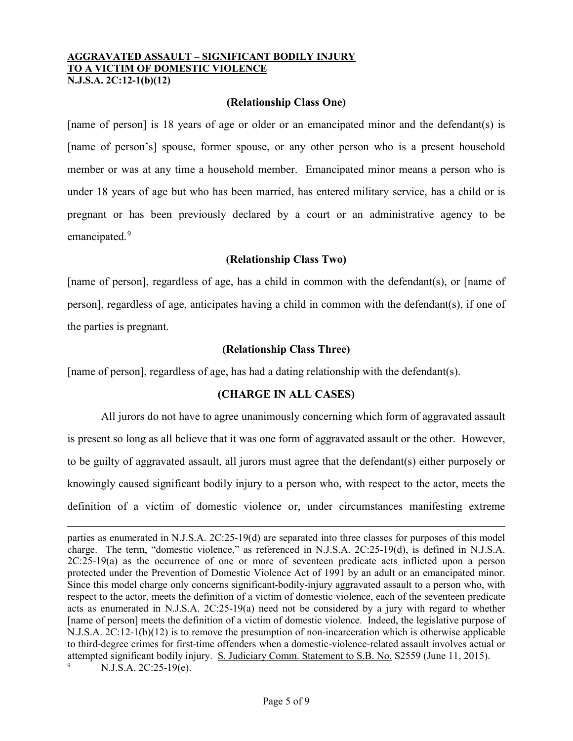**AGGRAVATED ASSAULT – SIGNIFICANT BODILY INJURY TO A VICTIM OF DOMESTIC VIOLENCE**
**N.J.S.A. 2C:12-1(b)(12)**

**(Relationship Class One)**

[name of person] is 18 years of age or older or an emancipated minor and the defendant(s) is [name of person's] spouse, former spouse, or any other person who is a present household member or was at any time a household member. Emancipated minor means a person who is under 18 years of age but who has been married, has entered military service, has a child or is pregnant or has been previously declared by a court or an administrative agency to be emancipated.[9]

**(Relationship Class Two)**

[name of person], regardless of age, has a child in common with the defendant(s), or [name of person], regardless of age, anticipates having a child in common with the defendant(s), if one of the parties is pregnant.

**(Relationship Class Three)**

[name of person], regardless of age, has had a dating relationship with the defendant(s).

**(CHARGE IN ALL CASES)**

All jurors do not have to agree unanimously concerning which form of aggravated assault is present so long as all believe that it was one form of aggravated assault or the other. However, to be guilty of aggravated assault, all jurors must agree that the defendant(s) either purposely or knowingly caused significant bodily injury to a person who, with respect to the actor, meets the definition of a victim of domestic violence or, under circumstances manifesting extreme

---

parties as enumerated in N.J.S.A. 2C:25-19(d) are separated into three classes for purposes of this model charge. The term, "domestic violence," as referenced in N.J.S.A. 2C:25-19(d), is defined in N.J.S.A. 2C:25-19(a) as the occurrence of one or more of seventeen predicate acts inflicted upon a person protected under the Prevention of Domestic Violence Act of 1991 by an adult or an emancipated minor. Since this model charge only concerns significant-bodily-injury aggravated assault to a person who, with respect to the actor, meets the definition of a victim of domestic violence, each of the seventeen predicate acts as enumerated in N.J.S.A. 2C:25-19(a) need not be considered by a jury with regard to whether [name of person] meets the definition of a victim of domestic violence. Indeed, the legislative purpose of N.J.S.A. 2C:12-1(b)(12) is to remove the presumption of non-incarceration which is otherwise applicable to third-degree crimes for first-time offenders when a domestic-violence-related assault involves actual or attempted significant bodily injury. S. Judiciary Comm. Statement to S.B. No. S2559 (June 11, 2015).

[9] N.J.S.A. 2C:25-19(e).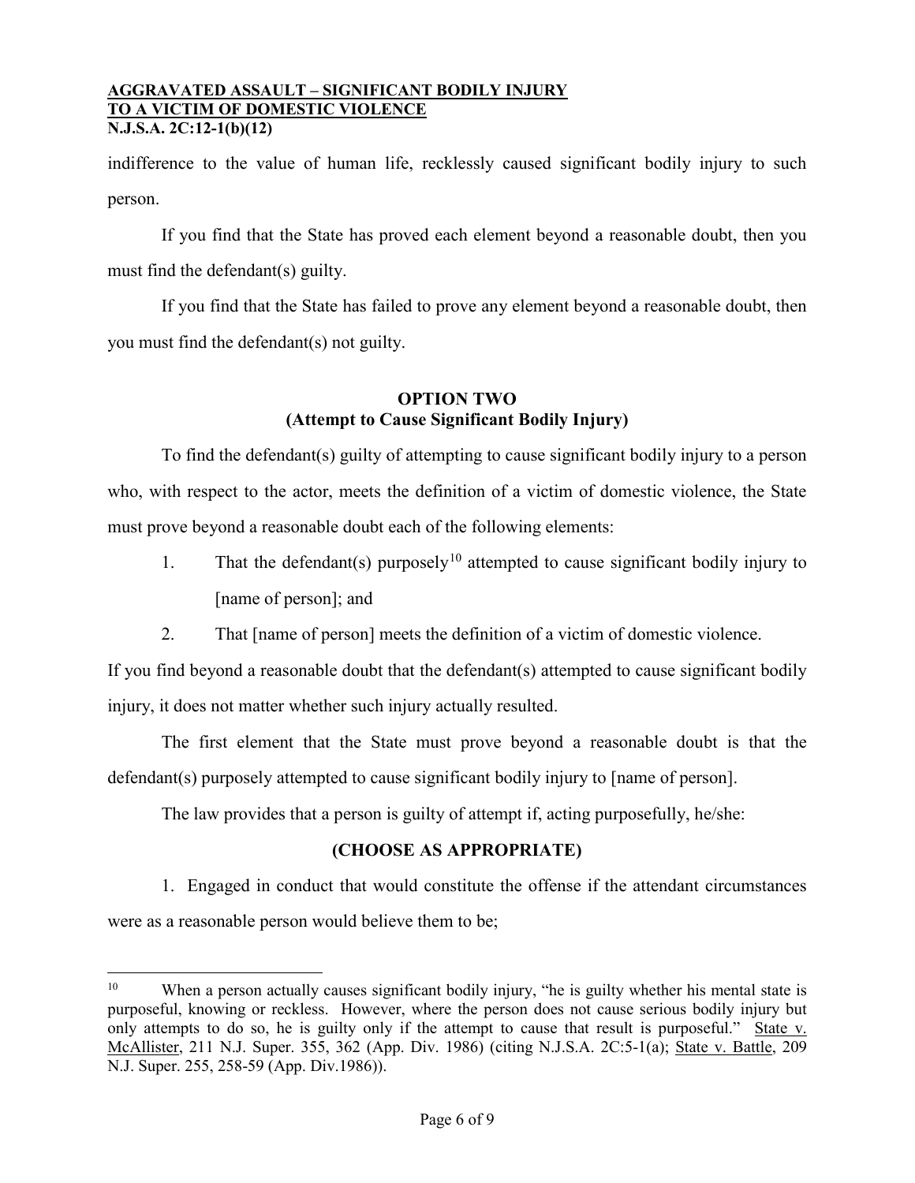indifference to the value of human life, recklessly caused significant bodily injury to such person.

If you find that the State has proved each element beyond a reasonable doubt, then you must find the defendant(s) guilty.

If you find that the State has failed to prove any element beyond a reasonable doubt, then you must find the defendant(s) not guilty.

## OPTION TWO
## (Attempt to Cause Significant Bodily Injury)

To find the defendant(s) guilty of attempting to cause significant bodily injury to a person who, with respect to the actor, meets the definition of a victim of domestic violence, the State must prove beyond a reasonable doubt each of the following elements:

1. That the defendant(s) purposely[10] attempted to cause significant bodily injury to [name of person]; and
2. That [name of person] meets the definition of a victim of domestic violence.

If you find beyond a reasonable doubt that the defendant(s) attempted to cause significant bodily injury, it does not matter whether such injury actually resulted.

The first element that the State must prove beyond a reasonable doubt is that the defendant(s) purposely attempted to cause significant bodily injury to [name of person].

The law provides that a person is guilty of attempt if, acting purposefully, he/she:

**(CHOOSE AS APPROPRIATE)**

1. Engaged in conduct that would constitute the offense if the attendant circumstances were as a reasonable person would believe them to be;

---

[10] When a person actually causes significant bodily injury, "he is guilty whether his mental state is purposeful, knowing or reckless. However, where the person does not cause serious bodily injury but only attempts to do so, he is guilty only if the attempt to cause that result is purposeful." State v. McAllister, 211 N.J. Super. 355, 362 (App. Div. 1986) (citing N.J.S.A. 2C:5-1(a); State v. Battle, 209 N.J. Super. 255, 258-59 (App. Div.1986)).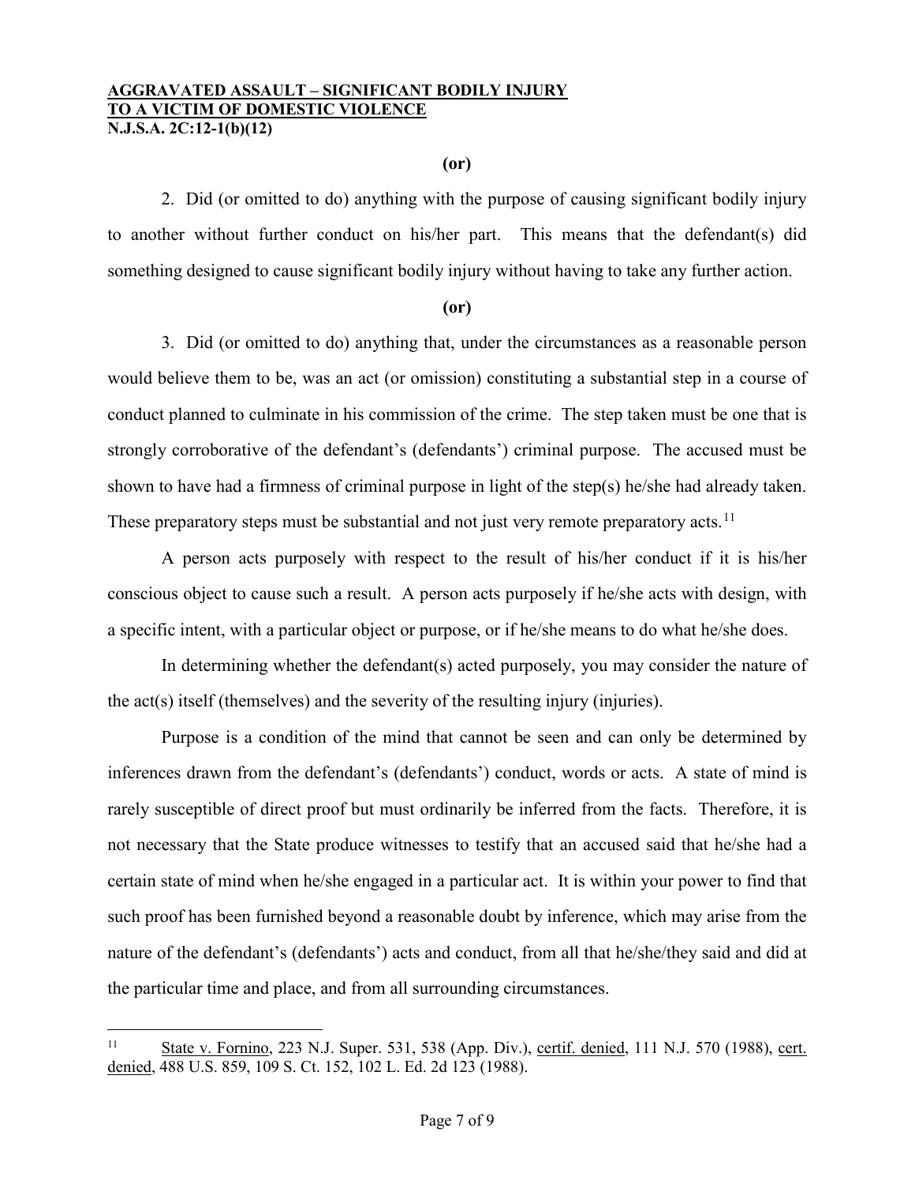**AGGRAVATED ASSAULT – SIGNIFICANT BODILY INJURY TO A VICTIM OF DOMESTIC VIOLENCE**
**N.J.S.A. 2C:12-1(b)(12)**

**(or)**

2. Did (or omitted to do) anything with the purpose of causing significant bodily injury to another without further conduct on his/her part. This means that the defendant(s) did something designed to cause significant bodily injury without having to take any further action.

**(or)**

3. Did (or omitted to do) anything that, under the circumstances as a reasonable person would believe them to be, was an act (or omission) constituting a substantial step in a course of conduct planned to culminate in his commission of the crime. The step taken must be one that is strongly corroborative of the defendant's (defendants') criminal purpose. The accused must be shown to have had a firmness of criminal purpose in light of the step(s) he/she had already taken. These preparatory steps must be substantial and not just very remote preparatory acts.[11]

A person acts purposely with respect to the result of his/her conduct if it is his/her conscious object to cause such a result. A person acts purposely if he/she acts with design, with a specific intent, with a particular object or purpose, or if he/she means to do what he/she does.

In determining whether the defendant(s) acted purposely, you may consider the nature of the act(s) itself (themselves) and the severity of the resulting injury (injuries).

Purpose is a condition of the mind that cannot be seen and can only be determined by inferences drawn from the defendant's (defendants') conduct, words or acts. A state of mind is rarely susceptible of direct proof but must ordinarily be inferred from the facts. Therefore, it is not necessary that the State produce witnesses to testify that an accused said that he/she had a certain state of mind when he/she engaged in a particular act. It is within your power to find that such proof has been furnished beyond a reasonable doubt by inference, which may arise from the nature of the defendant's (defendants') acts and conduct, from all that he/she/they said and did at the particular time and place, and from all surrounding circumstances.

---

[11] State v. Fornino, 223 N.J. Super. 531, 538 (App. Div.), certif. denied, 111 N.J. 570 (1988), cert. denied, 488 U.S. 859, 109 S. Ct. 152, 102 L. Ed. 2d 123 (1988).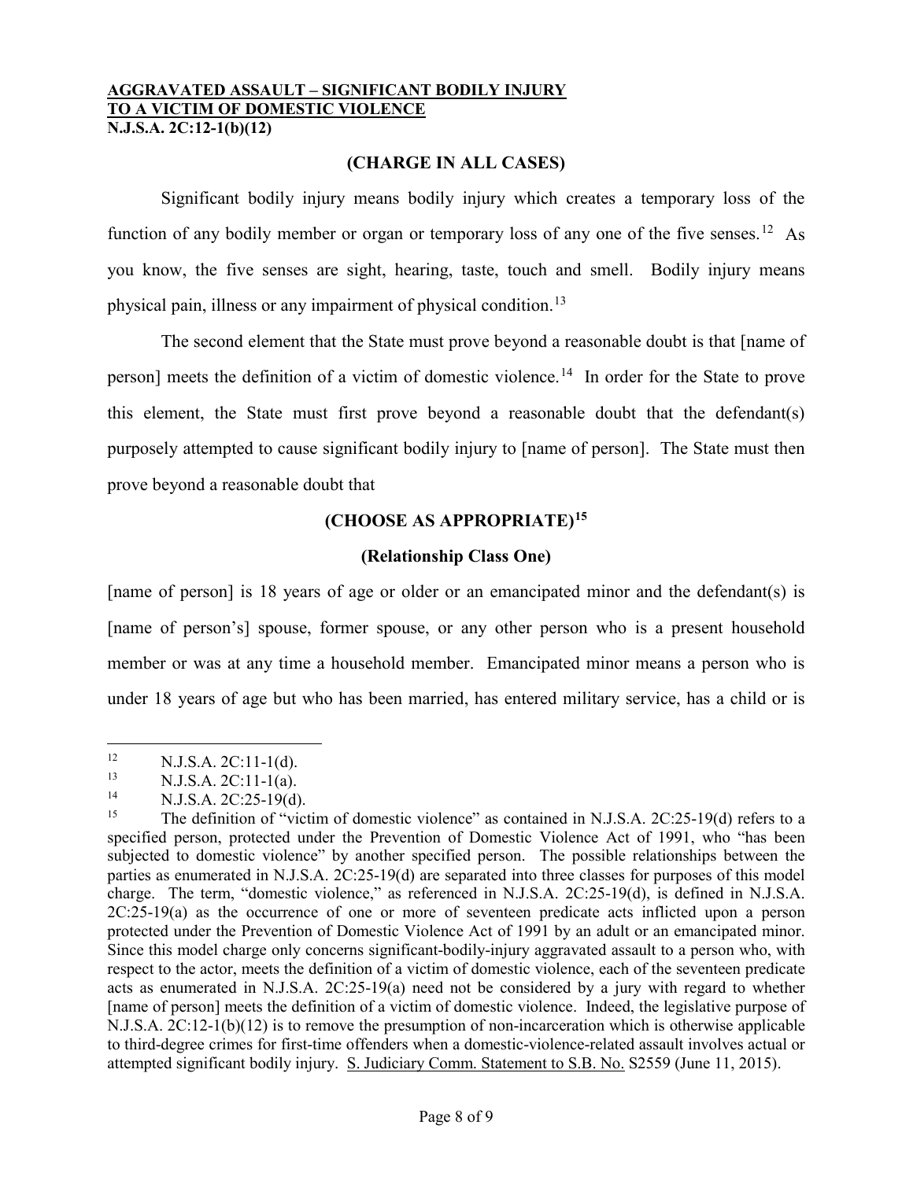**AGGRAVATED ASSAULT – SIGNIFICANT BODILY INJURY TO A VICTIM OF DOMESTIC VIOLENCE**
**N.J.S.A. 2C:12-1(b)(12)**

**(CHARGE IN ALL CASES)**

Significant bodily injury means bodily injury which creates a temporary loss of the function of any bodily member or organ or temporary loss of any one of the five senses.[12] As you know, the five senses are sight, hearing, taste, touch and smell. Bodily injury means physical pain, illness or any impairment of physical condition.[13]

The second element that the State must prove beyond a reasonable doubt is that [name of person] meets the definition of a victim of domestic violence.[14] In order for the State to prove this element, the State must first prove beyond a reasonable doubt that the defendant(s) purposely attempted to cause significant bodily injury to [name of person]. The State must then prove beyond a reasonable doubt that

**(CHOOSE AS APPROPRIATE)[15]**

**(Relationship Class One)**

[name of person] is 18 years of age or older or an emancipated minor and the defendant(s) is [name of person's] spouse, former spouse, or any other person who is a present household member or was at any time a household member. Emancipated minor means a person who is under 18 years of age but who has been married, has entered military service, has a child or is

---

[12] N.J.S.A. 2C:11-1(d).

[13] N.J.S.A. 2C:11-1(a).

[14] N.J.S.A. 2C:25-19(d).

[15] The definition of "victim of domestic violence" as contained in N.J.S.A. 2C:25-19(d) refers to a specified person, protected under the Prevention of Domestic Violence Act of 1991, who "has been subjected to domestic violence" by another specified person. The possible relationships between the parties as enumerated in N.J.S.A. 2C:25-19(d) are separated into three classes for purposes of this model charge. The term, "domestic violence," as referenced in N.J.S.A. 2C:25-19(d), is defined in N.J.S.A. 2C:25-19(a) as the occurrence of one or more of seventeen predicate acts inflicted upon a person protected under the Prevention of Domestic Violence Act of 1991 by an adult or an emancipated minor. Since this model charge only concerns significant-bodily-injury aggravated assault to a person who, with respect to the actor, meets the definition of a victim of domestic violence, each of the seventeen predicate acts as enumerated in N.J.S.A. 2C:25-19(a) need not be considered by a jury with regard to whether [name of person] meets the definition of a victim of domestic violence. Indeed, the legislative purpose of N.J.S.A. 2C:12-1(b)(12) is to remove the presumption of non-incarceration which is otherwise applicable to third-degree crimes for first-time offenders when a domestic-violence-related assault involves actual or attempted significant bodily injury. S. Judiciary Comm. Statement to S.B. No. S2559 (June 11, 2015).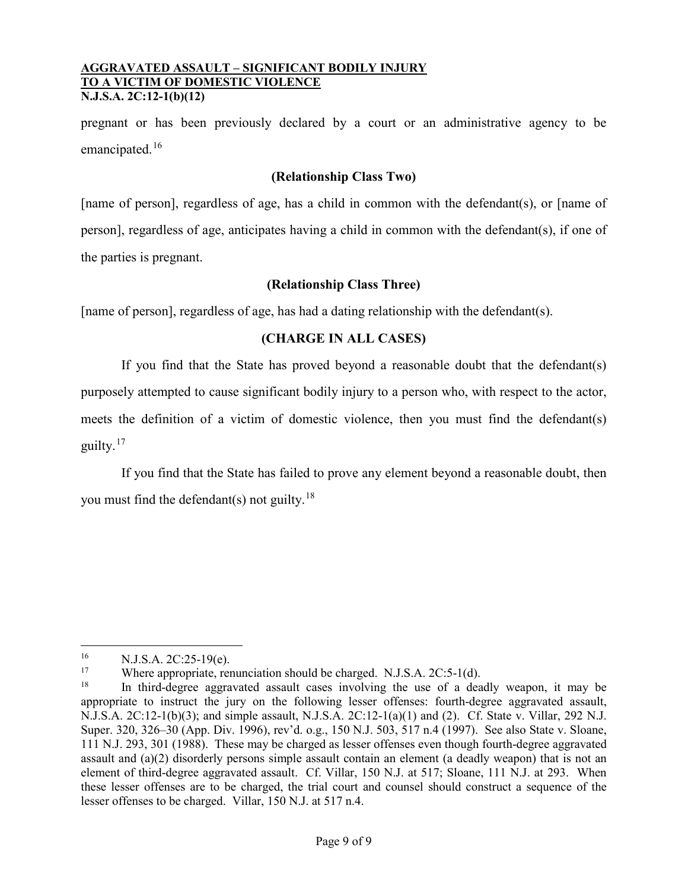pregnant or has been previously declared by a court or an administrative agency to be emancipated.[16]

**(Relationship Class Two)**

[name of person], regardless of age, has a child in common with the defendant(s), or [name of person], regardless of age, anticipates having a child in common with the defendant(s), if one of the parties is pregnant.

**(Relationship Class Three)**

[name of person], regardless of age, has had a dating relationship with the defendant(s).

**(CHARGE IN ALL CASES)**

If you find that the State has proved beyond a reasonable doubt that the defendant(s) purposely attempted to cause significant bodily injury to a person who, with respect to the actor, meets the definition of a victim of domestic violence, then you must find the defendant(s) guilty.[17]

If you find that the State has failed to prove any element beyond a reasonable doubt, then you must find the defendant(s) not guilty.[18]

---

[16] N.J.S.A. 2C:25-19(e).

[17] Where appropriate, renunciation should be charged. N.J.S.A. 2C:5-1(d).

[18] In third-degree aggravated assault cases involving the use of a deadly weapon, it may be appropriate to instruct the jury on the following lesser offenses: fourth-degree aggravated assault, N.J.S.A. 2C:12-1(b)(3); and simple assault, N.J.S.A. 2C:12-1(a)(1) and (2). Cf. State v. Villar, 292 N.J. Super. 320, 326–30 (App. Div. 1996), rev'd. o.g., 150 N.J. 503, 517 n.4 (1997). See also State v. Sloane, 111 N.J. 293, 301 (1988). These may be charged as lesser offenses even though fourth-degree aggravated assault and (a)(2) disorderly persons simple assault contain an element (a deadly weapon) that is not an element of third-degree aggravated assault. Cf. Villar, 150 N.J. at 517; Sloane, 111 N.J. at 293. When these lesser offenses are to be charged, the trial court and counsel should construct a sequence of the lesser offenses to be charged. Villar, 150 N.J. at 517 n.4.